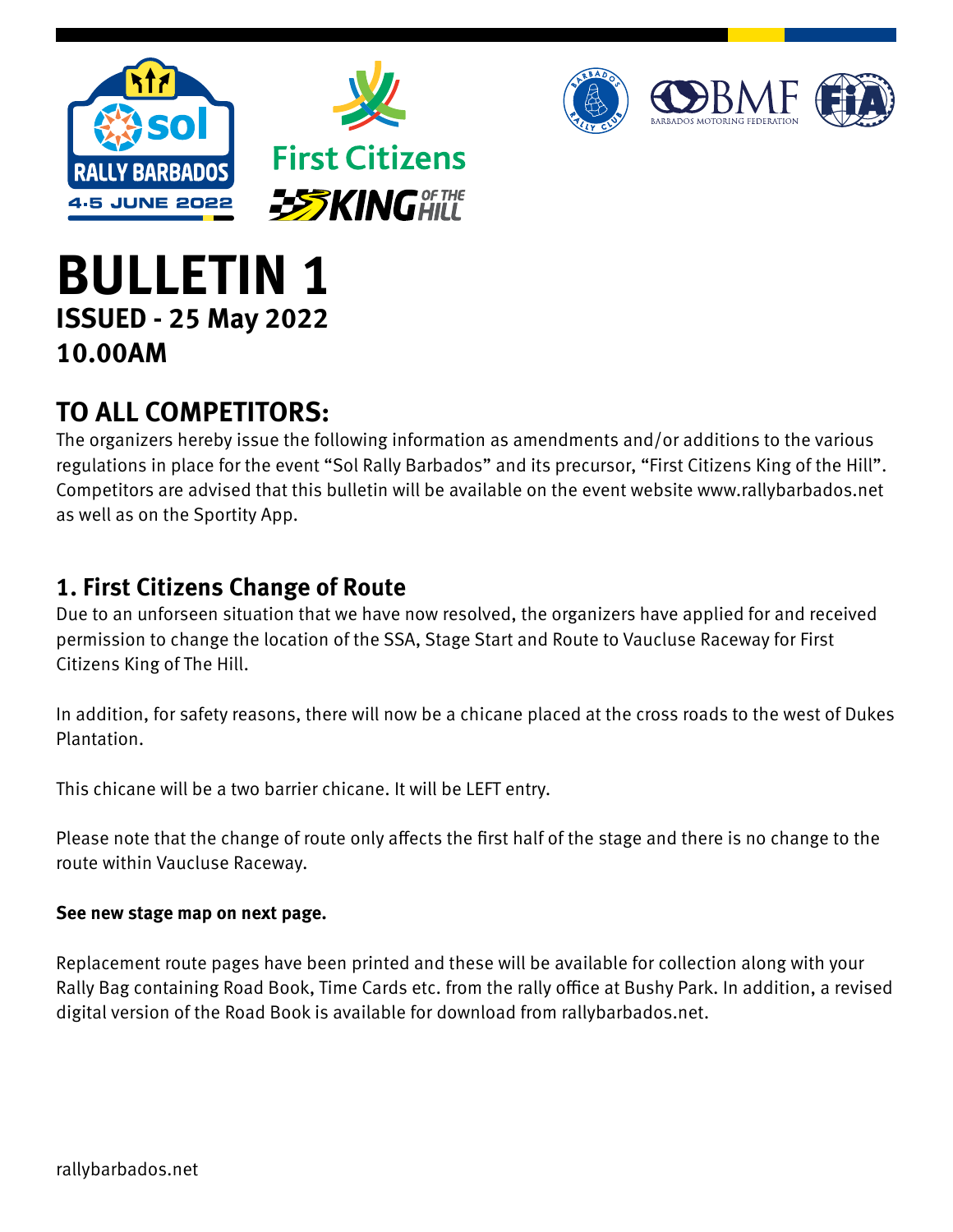# BULLETIN 1

**ISSUED - 25 May 2022**
**10.00AM**

## TO ALL COMPETITORS:

The organizers hereby issue the following information as amendments and/or additions to the various regulations in place for the event "Sol Rally Barbados" and its precursor, "First Citizens King of the Hill". Competitors are advised that this bulletin will be available on the event website www.rallybarbados.net as well as on the Sportity App.

### 1. First Citizens Change of Route

Due to an unforseen situation that we have now resolved, the organizers have applied for and received permission to change the location of the SSA, Stage Start and Route to Vaucluse Raceway for First Citizens King of The Hill.

In addition, for safety reasons, there will now be a chicane placed at the cross roads to the west of Dukes Plantation.

This chicane will be a two barrier chicane. It will be LEFT entry.

Please note that the change of route only affects the first half of the stage and there is no change to the route within Vaucluse Raceway.

**See new stage map on next page.**

Replacement route pages have been printed and these will be available for collection along with your Rally Bag containing Road Book, Time Cards etc. from the rally office at Bushy Park. In addition, a revised digital version of the Road Book is available for download from rallybarbados.net.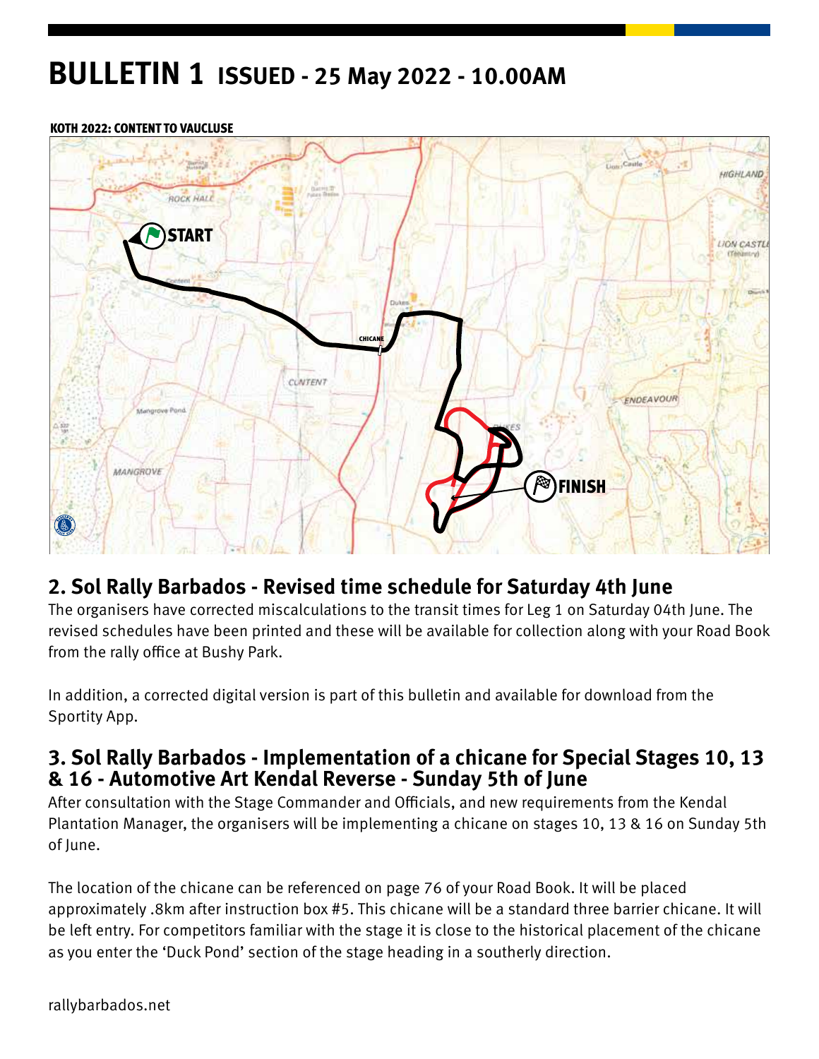# BULLETIN 1 ISSUED - 25 May 2022 - 10.00AM

KOTH 2022: CONTENT TO VAUCLUSE

## 2. Sol Rally Barbados - Revised time schedule for Saturday 4th June

The organisers have corrected miscalculations to the transit times for Leg 1 on Saturday 04th June. The revised schedules have been printed and these will be available for collection along with your Road Book from the rally office at Bushy Park.

In addition, a corrected digital version is part of this bulletin and available for download from the Sportity App.

## 3. Sol Rally Barbados - Implementation of a chicane for Special Stages 10, 13 & 16 - Automotive Art Kendal Reverse - Sunday 5th of June

After consultation with the Stage Commander and Officials, and new requirements from the Kendal Plantation Manager, the organisers will be implementing a chicane on stages 10, 13 & 16 on Sunday 5th of June.

The location of the chicane can be referenced on page 76 of your Road Book. It will be placed approximately .8km after instruction box #5. This chicane will be a standard three barrier chicane. It will be left entry. For competitors familiar with the stage it is close to the historical placement of the chicane as you enter the 'Duck Pond' section of the stage heading in a southerly direction.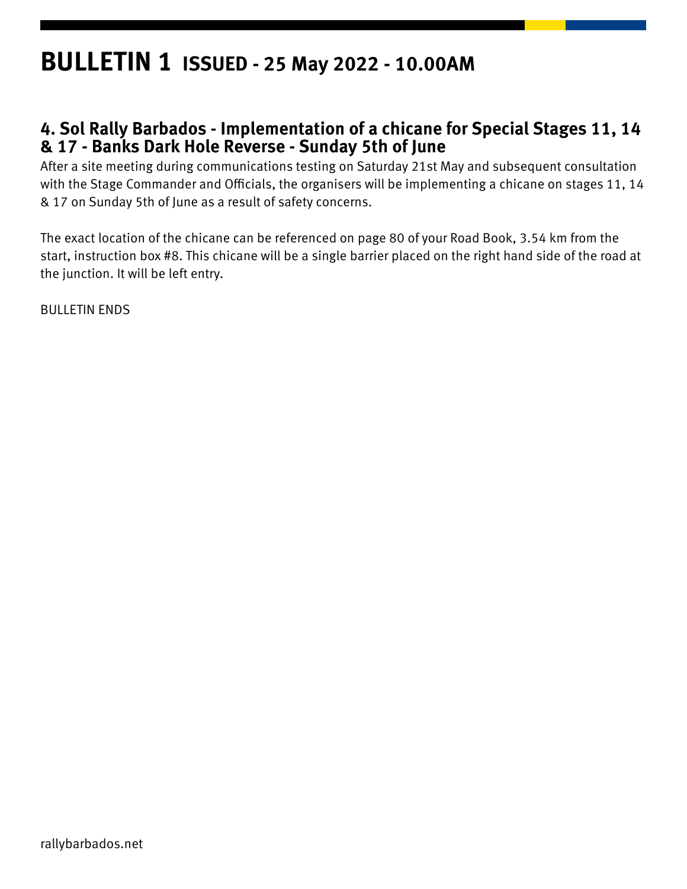# BULLETIN 1 ISSUED - 25 May 2022 - 10.00AM

## 4. Sol Rally Barbados - Implementation of a chicane for Special Stages 11, 14 & 17 - Banks Dark Hole Reverse - Sunday 5th of June

After a site meeting during communications testing on Saturday 21st May and subsequent consultation with the Stage Commander and Officials, the organisers will be implementing a chicane on stages 11, 14 & 17 on Sunday 5th of June as a result of safety concerns.

The exact location of the chicane can be referenced on page 80 of your Road Book, 3.54 km from the start, instruction box #8. This chicane will be a single barrier placed on the right hand side of the road at the junction. It will be left entry.

BULLETIN ENDS